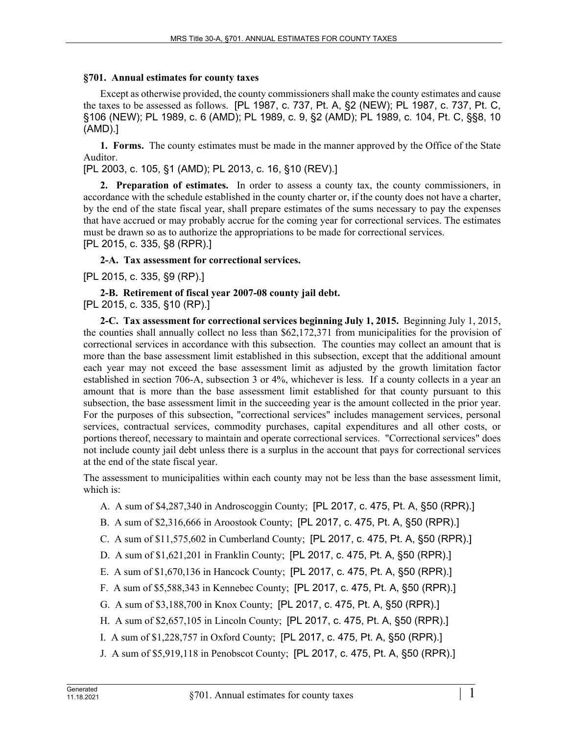### §701. Annual estimates for county taxes

Except as otherwise provided, the county commissioners shall make the county estimates and cause the taxes to be assessed as follows. [PL 1987, c. 737, Pt. A, §2 (NEW); PL 1987, c. 737, Pt. C, §106 (NEW); PL 1989, c. 6 (AMD); PL 1989, c. 9, §2 (AMD); PL 1989, c. 104, Pt. C, §§8, 10 (AMD).]

**1. Forms.** The county estimates must be made in the manner approved by the Office of the State Auditor.

[PL 2003, c. 105, §1 (AMD); PL 2013, c. 16, §10 (REV).]

**2. Preparation of estimates.** In order to assess a county tax, the county commissioners, in accordance with the schedule established in the county charter or, if the county does not have a charter, by the end of the state fiscal year, shall prepare estimates of the sums necessary to pay the expenses that have accrued or may probably accrue for the coming year for correctional services. The estimates must be drawn so as to authorize the appropriations to be made for correctional services.

[PL 2015, c. 335, §8 (RPR).]

**2-A. Tax assessment for correctional services.**

[PL 2015, c. 335, §9 (RP).]

**2-B. Retirement of fiscal year 2007-08 county jail debt.**

[PL 2015, c. 335, §10 (RP).]

**2-C. Tax assessment for correctional services beginning July 1, 2015.** Beginning July 1, 2015, the counties shall annually collect no less than $62,172,371 from municipalities for the provision of correctional services in accordance with this subsection. The counties may collect an amount that is more than the base assessment limit established in this subsection, except that the additional amount each year may not exceed the base assessment limit as adjusted by the growth limitation factor established in section 706-A, subsection 3 or 4%, whichever is less. If a county collects in a year an amount that is more than the base assessment limit established for that county pursuant to this subsection, the base assessment limit in the succeeding year is the amount collected in the prior year. For the purposes of this subsection, "correctional services" includes management services, personal services, contractual services, commodity purchases, capital expenditures and all other costs, or portions thereof, necessary to maintain and operate correctional services. "Correctional services" does not include county jail debt unless there is a surplus in the account that pays for correctional services at the end of the state fiscal year.

The assessment to municipalities within each county may not be less than the base assessment limit, which is:

A. A sum of $4,287,340 in Androscoggin County; [PL 2017, c. 475, Pt. A, §50 (RPR).]

B. A sum of $2,316,666 in Aroostook County; [PL 2017, c. 475, Pt. A, §50 (RPR).]

C. A sum of $11,575,602 in Cumberland County; [PL 2017, c. 475, Pt. A, §50 (RPR).]

D. A sum of $1,621,201 in Franklin County; [PL 2017, c. 475, Pt. A, §50 (RPR).]

E. A sum of $1,670,136 in Hancock County; [PL 2017, c. 475, Pt. A, §50 (RPR).]

F. A sum of $5,588,343 in Kennebec County; [PL 2017, c. 475, Pt. A, §50 (RPR).]

G. A sum of $3,188,700 in Knox County; [PL 2017, c. 475, Pt. A, §50 (RPR).]

H. A sum of $2,657,105 in Lincoln County; [PL 2017, c. 475, Pt. A, §50 (RPR).]

I. A sum of $1,228,757 in Oxford County; [PL 2017, c. 475, Pt. A, §50 (RPR).]

J. A sum of $5,919,118 in Penobscot County; [PL 2017, c. 475, Pt. A, §50 (RPR).]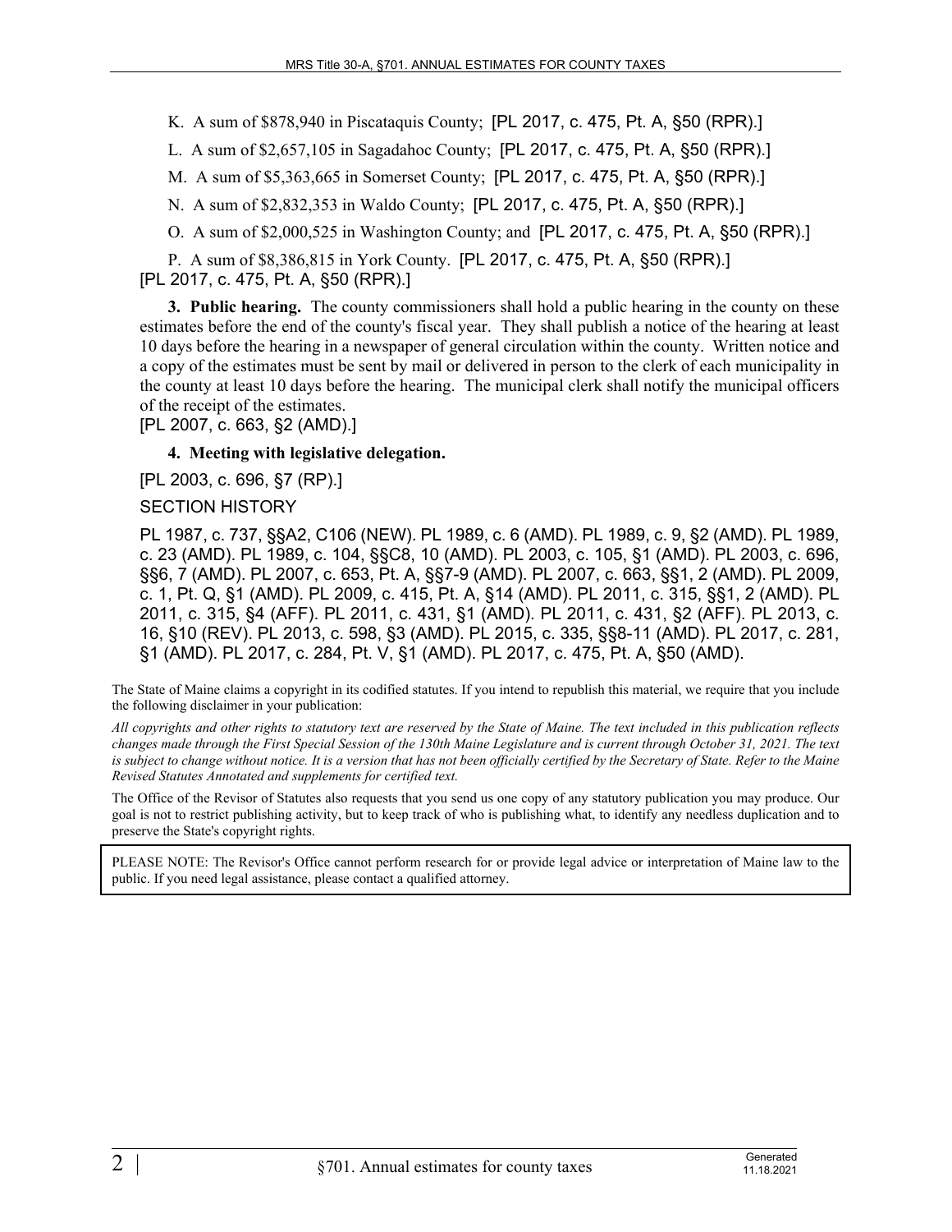K. A sum of $878,940 in Piscataquis County; [PL 2017, c. 475, Pt. A, §50 (RPR).]

L. A sum of $2,657,105 in Sagadahoc County; [PL 2017, c. 475, Pt. A, §50 (RPR).]

M. A sum of $5,363,665 in Somerset County; [PL 2017, c. 475, Pt. A, §50 (RPR).]

N. A sum of $2,832,353 in Waldo County; [PL 2017, c. 475, Pt. A, §50 (RPR).]

O. A sum of $2,000,525 in Washington County; and [PL 2017, c. 475, Pt. A, §50 (RPR).]

P. A sum of $8,386,815 in York County. [PL 2017, c. 475, Pt. A, §50 (RPR).]

[PL 2017, c. 475, Pt. A, §50 (RPR).]

**3. Public hearing.** The county commissioners shall hold a public hearing in the county on these estimates before the end of the county's fiscal year. They shall publish a notice of the hearing at least 10 days before the hearing in a newspaper of general circulation within the county. Written notice and a copy of the estimates must be sent by mail or delivered in person to the clerk of each municipality in the county at least 10 days before the hearing. The municipal clerk shall notify the municipal officers of the receipt of the estimates.

[PL 2007, c. 663, §2 (AMD).]

**4. Meeting with legislative delegation.**

[PL 2003, c. 696, §7 (RP).]

SECTION HISTORY

PL 1987, c. 737, §§A2, C106 (NEW). PL 1989, c. 6 (AMD). PL 1989, c. 9, §2 (AMD). PL 1989, c. 23 (AMD). PL 1989, c. 104, §§C8, 10 (AMD). PL 2003, c. 105, §1 (AMD). PL 2003, c. 696, §§6, 7 (AMD). PL 2007, c. 653, Pt. A, §§7-9 (AMD). PL 2007, c. 663, §§1, 2 (AMD). PL 2009, c. 1, Pt. Q, §1 (AMD). PL 2009, c. 415, Pt. A, §14 (AMD). PL 2011, c. 315, §§1, 2 (AMD). PL 2011, c. 315, §4 (AFF). PL 2011, c. 431, §1 (AMD). PL 2011, c. 431, §2 (AFF). PL 2013, c. 16, §10 (REV). PL 2013, c. 598, §3 (AMD). PL 2015, c. 335, §§8-11 (AMD). PL 2017, c. 281, §1 (AMD). PL 2017, c. 284, Pt. V, §1 (AMD). PL 2017, c. 475, Pt. A, §50 (AMD).

The State of Maine claims a copyright in its codified statutes. If you intend to republish this material, we require that you include the following disclaimer in your publication:

*All copyrights and other rights to statutory text are reserved by the State of Maine. The text included in this publication reflects changes made through the First Special Session of the 130th Maine Legislature and is current through October 31, 2021. The text is subject to change without notice. It is a version that has not been officially certified by the Secretary of State. Refer to the Maine Revised Statutes Annotated and supplements for certified text.*

The Office of the Revisor of Statutes also requests that you send us one copy of any statutory publication you may produce. Our goal is not to restrict publishing activity, but to keep track of who is publishing what, to identify any needless duplication and to preserve the State's copyright rights.

PLEASE NOTE: The Revisor's Office cannot perform research for or provide legal advice or interpretation of Maine law to the public. If you need legal assistance, please contact a qualified attorney.